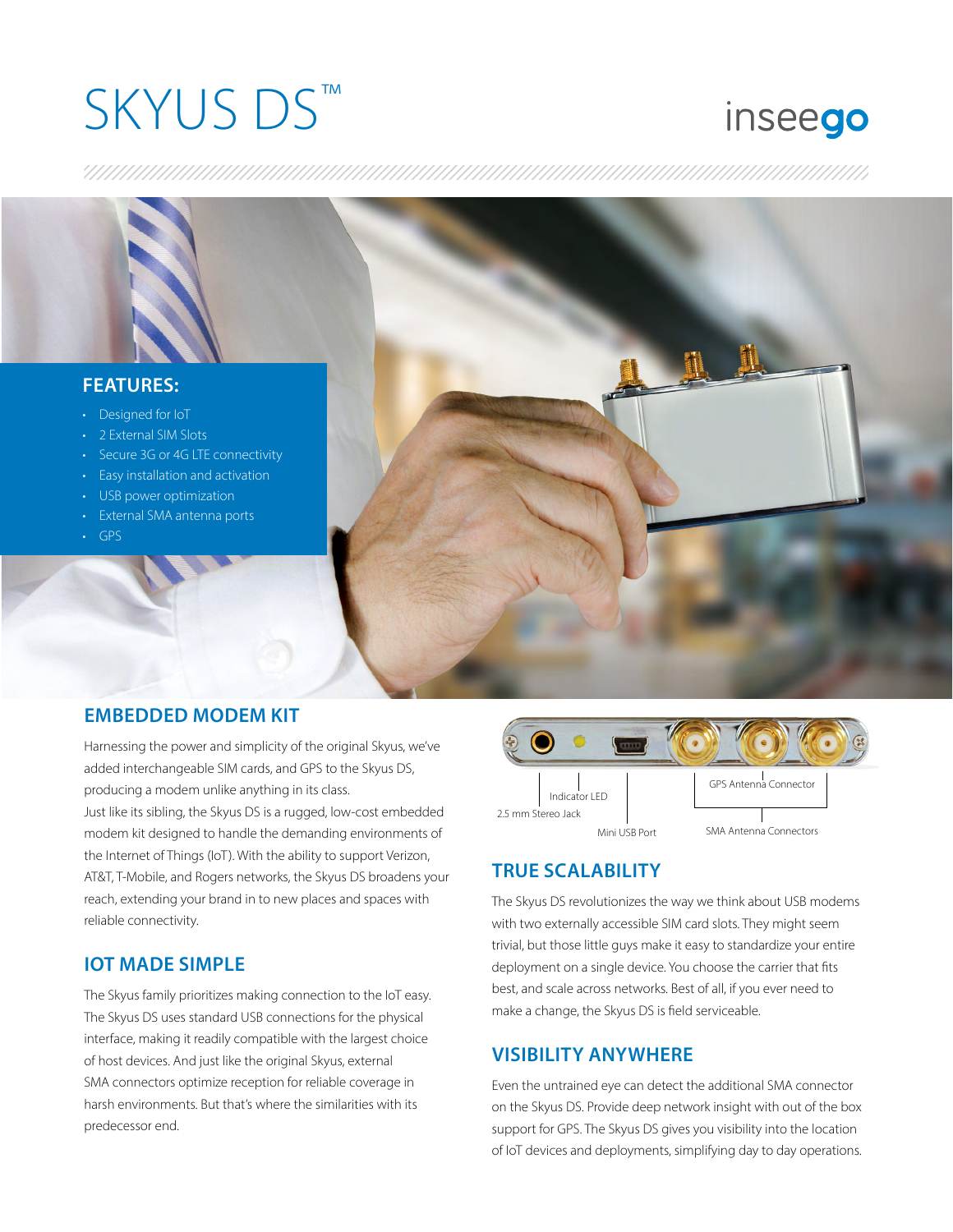# SKYUS DS™

inseego

## FEATURES:

- Designed for IoT
- 2 External SIM Slots
- Secure 3G or 4G LTE connectivity
- Easy installation and activation
- USB power optimization
- External SMA antenna ports
- GPS

## EMBEDDED MODEM KIT

Harnessing the power and simplicity of the original Skyus, we've added interchangeable SIM cards, and GPS to the Skyus DS, producing a modem unlike anything in its class.

Just like its sibling, the Skyus DS is a rugged, low-cost embedded modem kit designed to handle the demanding environments of the Internet of Things (IoT). With the ability to support Verizon, AT&T, T-Mobile, and Rogers networks, the Skyus DS broadens your reach, extending your brand in to new places and spaces with reliable connectivity.

## IOT MADE SIMPLE

The Skyus family prioritizes making connection to the IoT easy. The Skyus DS uses standard USB connections for the physical interface, making it readily compatible with the largest choice of host devices. And just like the original Skyus, external SMA connectors optimize reception for reliable coverage in harsh environments. But that's where the similarities with its predecessor end.

Indicator LED

2.5 mm Stereo Jack

Mini USB Port

GPS Antenna Connector

SMA Antenna Connectors

## TRUE SCALABILITY

The Skyus DS revolutionizes the way we think about USB modems with two externally accessible SIM card slots. They might seem trivial, but those little guys make it easy to standardize your entire deployment on a single device. You choose the carrier that fits best, and scale across networks. Best of all, if you ever need to make a change, the Skyus DS is field serviceable.

## VISIBILITY ANYWHERE

Even the untrained eye can detect the additional SMA connector on the Skyus DS. Provide deep network insight with out of the box support for GPS. The Skyus DS gives you visibility into the location of IoT devices and deployments, simplifying day to day operations.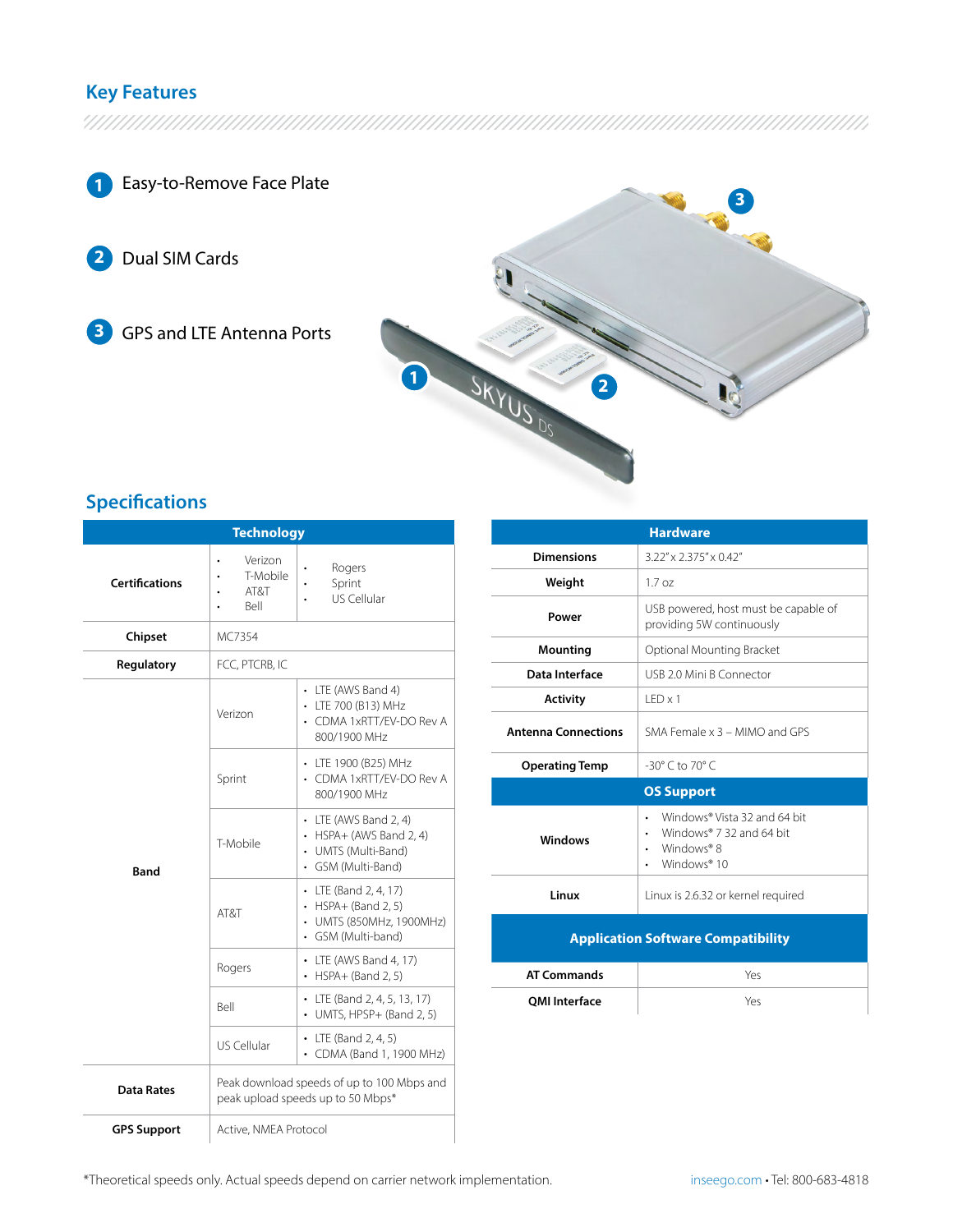## Key Features

1. Easy-to-Remove Face Plate
2. Dual SIM Cards
3. GPS and LTE Antenna Ports

## Specifications

| Technology | | |
|---|---|---|
| **Certifications** | • Verizon<br>• T-Mobile<br>• AT&T<br>• Bell | • Rogers<br>• Sprint<br>• US Cellular |
| **Chipset** | MC7354 | |
| **Regulatory** | FCC, PTCRB, IC | |
| **Band** | Verizon | • LTE (AWS Band 4)<br>• LTE 700 (B13) MHz<br>• CDMA 1xRTT/EV-DO Rev A 800/1900 MHz |
| | Sprint | • LTE 1900 (B25) MHz<br>• CDMA 1xRTT/EV-DO Rev A 800/1900 MHz |
| | T-Mobile | • LTE (AWS Band 2, 4)<br>• HSPA+ (AWS Band 2, 4)<br>• UMTS (Multi-Band)<br>• GSM (Multi-Band) |
| | AT&T | • LTE (Band 2, 4, 17)<br>• HSPA+ (Band 2, 5)<br>• UMTS (850MHz, 1900MHz)<br>• GSM (Multi-band) |
| | Rogers | • LTE (AWS Band 4, 17)<br>• HSPA+ (Band 2, 5) |
| | Bell | • LTE (Band 2, 4, 5, 13, 17)<br>• UMTS, HPSP+ (Band 2, 5) |
| | US Cellular | • LTE (Band 2, 4, 5)<br>• CDMA (Band 1, 1900 MHz) |
| **Data Rates** | Peak download speeds of up to 100 Mbps and peak upload speeds up to 50 Mbps* | |
| **GPS Support** | Active, NMEA Protocol | |

| Hardware | |
|---|---|
| **Dimensions** | 3.22" x 2.375" x 0.42" |
| **Weight** | 1.7 oz |
| **Power** | USB powered, host must be capable of providing 5W continuously |
| **Mounting** | Optional Mounting Bracket |
| **Data Interface** | USB 2.0 Mini B Connector |
| **Activity** | LED x 1 |
| **Antenna Connections** | SMA Female x 3 – MIMO and GPS |
| **Operating Temp** | -30° C to 70° C |
| **OS Support** | |
| **Windows** | • Windows® Vista 32 and 64 bit<br>• Windows® 7 32 and 64 bit<br>• Windows® 8<br>• Windows® 10 |
| **Linux** | Linux is 2.6.32 or kernel required |
| **Application Software Compatibility** | |
| **AT Commands** | Yes |
| **QMI Interface** | Yes |

*Theoretical speeds only. Actual speeds depend on carrier network implementation.

inseego.com • Tel: 800-683-4818